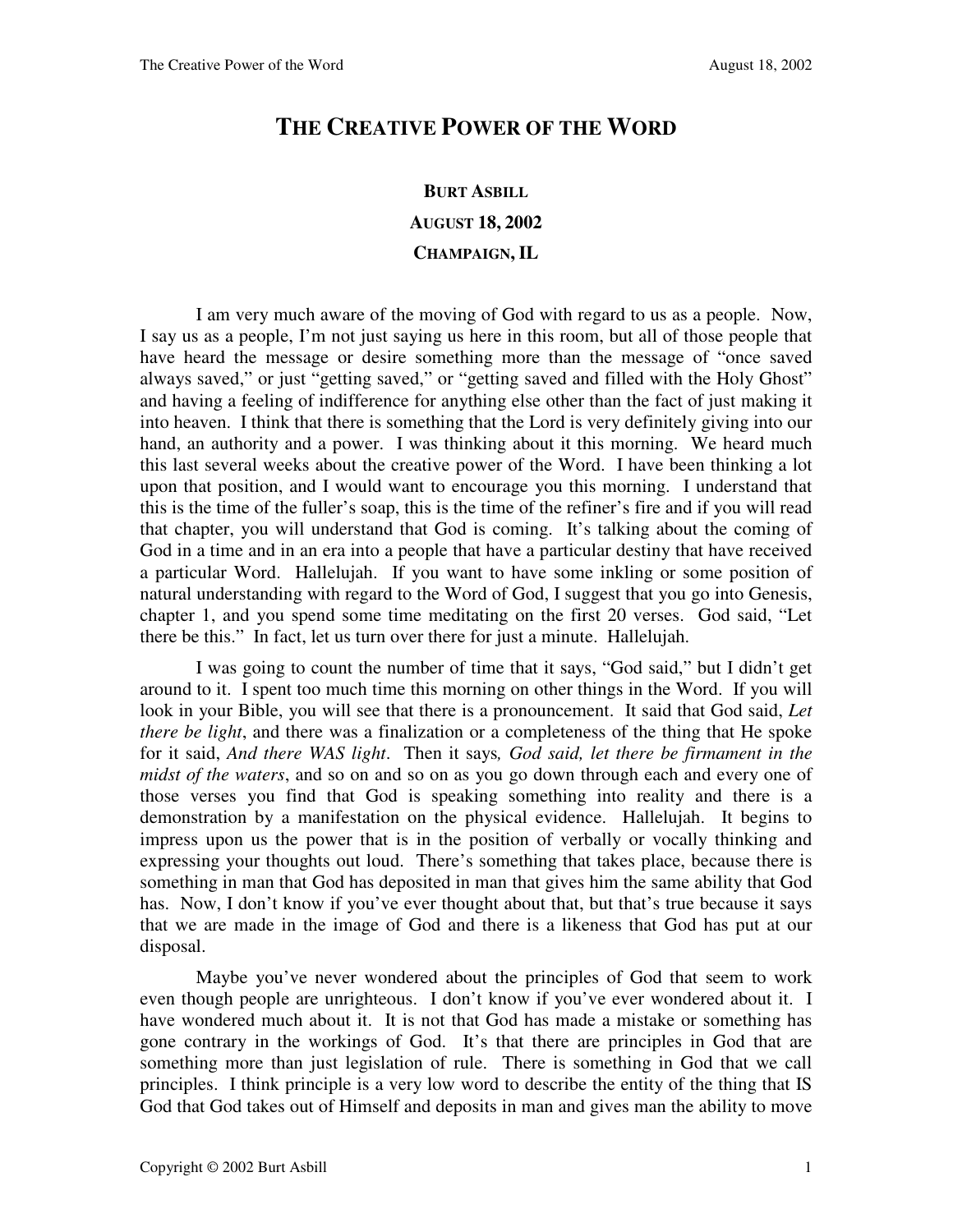# THE CREATIVE POWER OF THE WORD

**BURT ASBILL**

**AUGUST 18, 2002**

**CHAMPAIGN, IL**

I am very much aware of the moving of God with regard to us as a people. Now, I say us as a people, I'm not just saying us here in this room, but all of those people that have heard the message or desire something more than the message of "once saved always saved," or just "getting saved," or "getting saved and filled with the Holy Ghost" and having a feeling of indifference for anything else other than the fact of just making it into heaven. I think that there is something that the Lord is very definitely giving into our hand, an authority and a power. I was thinking about it this morning. We heard much this last several weeks about the creative power of the Word. I have been thinking a lot upon that position, and I would want to encourage you this morning. I understand that this is the time of the fuller's soap, this is the time of the refiner's fire and if you will read that chapter, you will understand that God is coming. It's talking about the coming of God in a time and in an era into a people that have a particular destiny that have received a particular Word. Hallelujah. If you want to have some inkling or some position of natural understanding with regard to the Word of God, I suggest that you go into Genesis, chapter 1, and you spend some time meditating on the first 20 verses. God said, "Let there be this." In fact, let us turn over there for just a minute. Hallelujah.

I was going to count the number of time that it says, "God said," but I didn't get around to it. I spent too much time this morning on other things in the Word. If you will look in your Bible, you will see that there is a pronouncement. It said that God said, *Let there be light*, and there was a finalization or a completeness of the thing that He spoke for it said, *And there WAS light*. Then it says*, God said, let there be firmament in the midst of the waters*, and so on and so on as you go down through each and every one of those verses you find that God is speaking something into reality and there is a demonstration by a manifestation on the physical evidence. Hallelujah. It begins to impress upon us the power that is in the position of verbally or vocally thinking and expressing your thoughts out loud. There's something that takes place, because there is something in man that God has deposited in man that gives him the same ability that God has. Now, I don't know if you've ever thought about that, but that's true because it says that we are made in the image of God and there is a likeness that God has put at our disposal.

Maybe you've never wondered about the principles of God that seem to work even though people are unrighteous. I don't know if you've ever wondered about it. I have wondered much about it. It is not that God has made a mistake or something has gone contrary in the workings of God. It's that there are principles in God that are something more than just legislation of rule. There is something in God that we call principles. I think principle is a very low word to describe the entity of the thing that IS God that God takes out of Himself and deposits in man and gives man the ability to move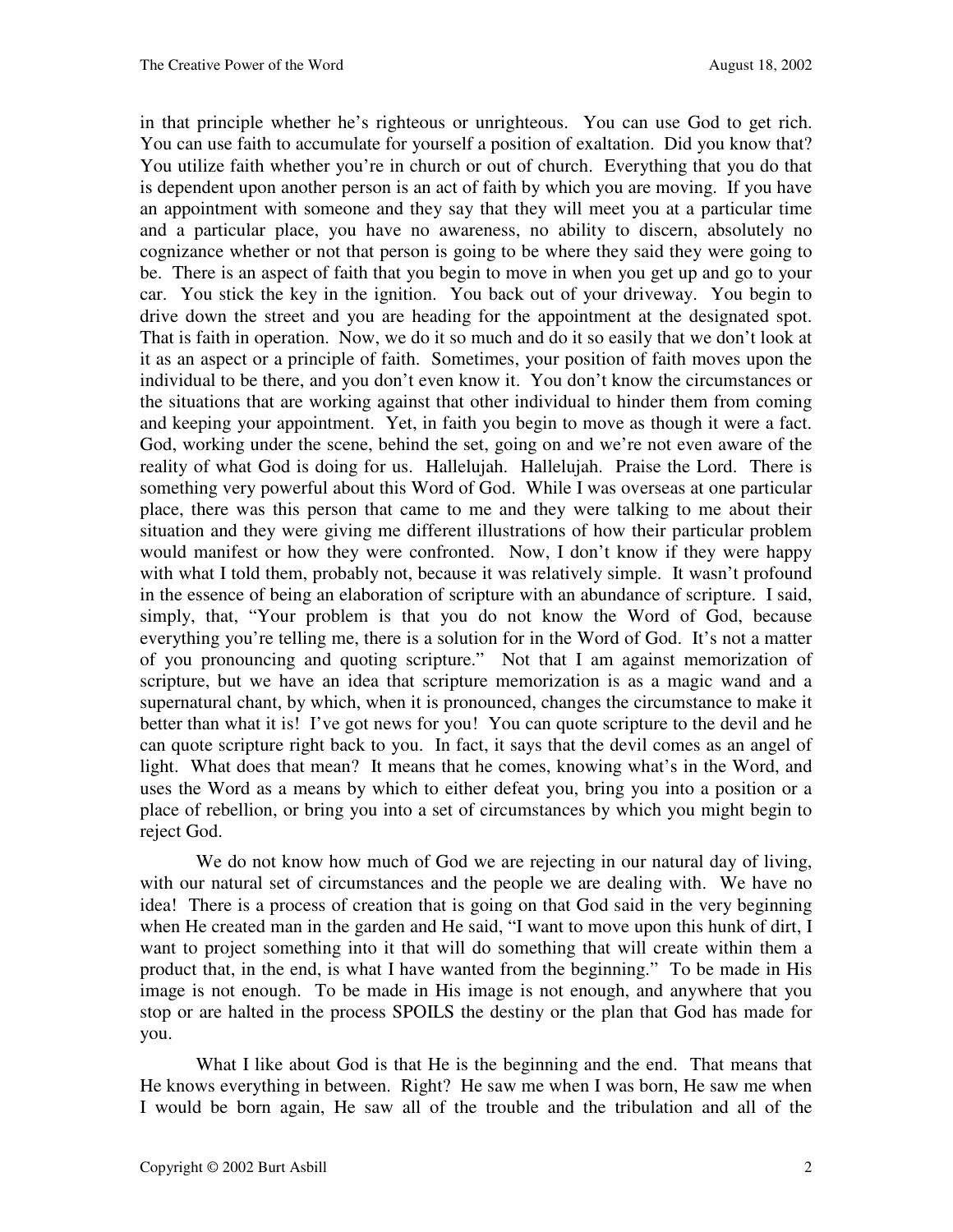in that principle whether he's righteous or unrighteous. You can use God to get rich. You can use faith to accumulate for yourself a position of exaltation. Did you know that? You utilize faith whether you're in church or out of church. Everything that you do that is dependent upon another person is an act of faith by which you are moving. If you have an appointment with someone and they say that they will meet you at a particular time and a particular place, you have no awareness, no ability to discern, absolutely no cognizance whether or not that person is going to be where they said they were going to be. There is an aspect of faith that you begin to move in when you get up and go to your car. You stick the key in the ignition. You back out of your driveway. You begin to drive down the street and you are heading for the appointment at the designated spot. That is faith in operation. Now, we do it so much and do it so easily that we don't look at it as an aspect or a principle of faith. Sometimes, your position of faith moves upon the individual to be there, and you don't even know it. You don't know the circumstances or the situations that are working against that other individual to hinder them from coming and keeping your appointment. Yet, in faith you begin to move as though it were a fact. God, working under the scene, behind the set, going on and we're not even aware of the reality of what God is doing for us. Hallelujah. Hallelujah. Praise the Lord. There is something very powerful about this Word of God. While I was overseas at one particular place, there was this person that came to me and they were talking to me about their situation and they were giving me different illustrations of how their particular problem would manifest or how they were confronted. Now, I don't know if they were happy with what I told them, probably not, because it was relatively simple. It wasn't profound in the essence of being an elaboration of scripture with an abundance of scripture. I said, simply, that, "Your problem is that you do not know the Word of God, because everything you're telling me, there is a solution for in the Word of God. It's not a matter of you pronouncing and quoting scripture." Not that I am against memorization of scripture, but we have an idea that scripture memorization is as a magic wand and a supernatural chant, by which, when it is pronounced, changes the circumstance to make it better than what it is! I've got news for you! You can quote scripture to the devil and he can quote scripture right back to you. In fact, it says that the devil comes as an angel of light. What does that mean? It means that he comes, knowing what's in the Word, and uses the Word as a means by which to either defeat you, bring you into a position or a place of rebellion, or bring you into a set of circumstances by which you might begin to reject God.

We do not know how much of God we are rejecting in our natural day of living, with our natural set of circumstances and the people we are dealing with. We have no idea! There is a process of creation that is going on that God said in the very beginning when He created man in the garden and He said, "I want to move upon this hunk of dirt, I want to project something into it that will do something that will create within them a product that, in the end, is what I have wanted from the beginning." To be made in His image is not enough. To be made in His image is not enough, and anywhere that you stop or are halted in the process SPOILS the destiny or the plan that God has made for you.

What I like about God is that He is the beginning and the end. That means that He knows everything in between. Right? He saw me when I was born, He saw me when I would be born again, He saw all of the trouble and the tribulation and all of the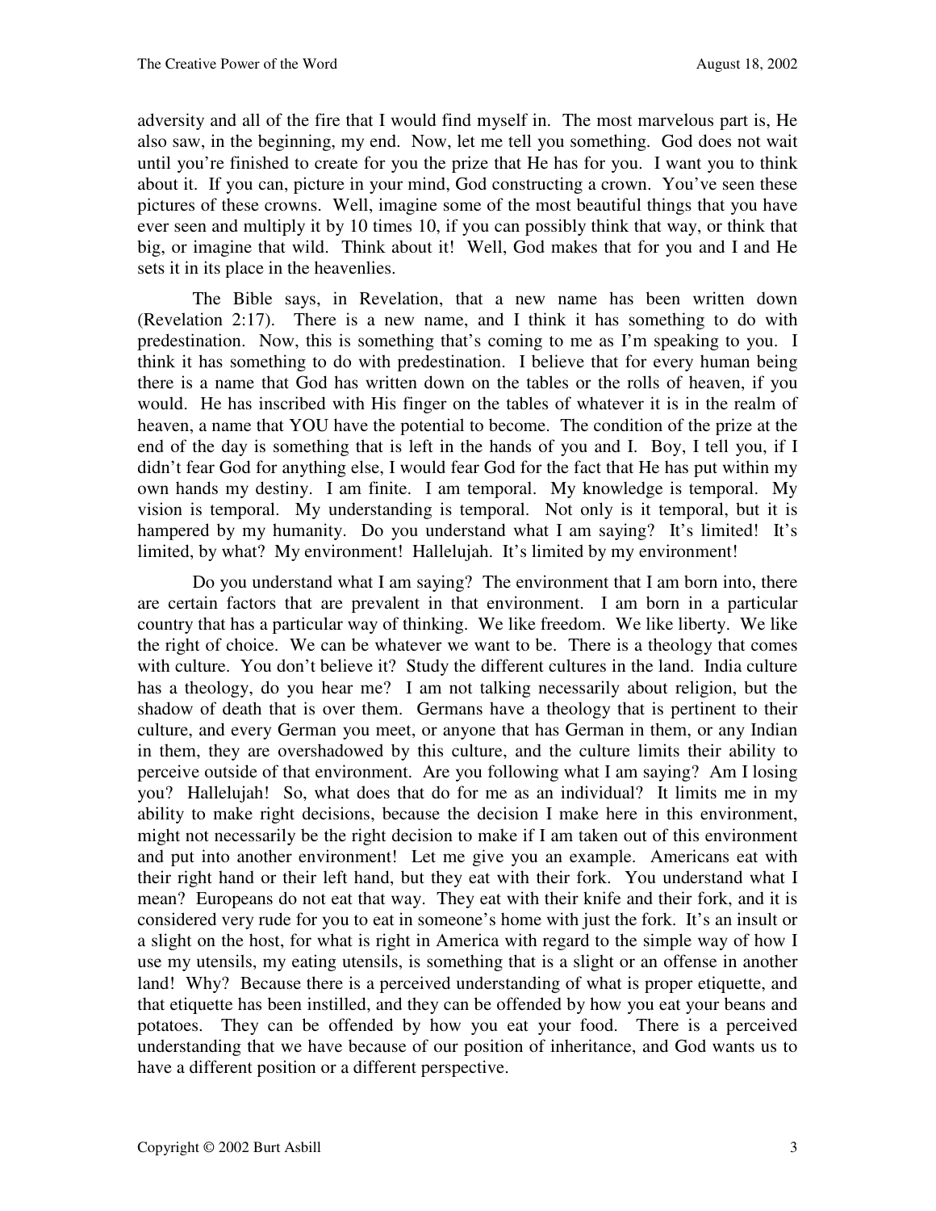adversity and all of the fire that I would find myself in. The most marvelous part is, He also saw, in the beginning, my end. Now, let me tell you something. God does not wait until you're finished to create for you the prize that He has for you. I want you to think about it. If you can, picture in your mind, God constructing a crown. You've seen these pictures of these crowns. Well, imagine some of the most beautiful things that you have ever seen and multiply it by 10 times 10, if you can possibly think that way, or think that big, or imagine that wild. Think about it! Well, God makes that for you and I and He sets it in its place in the heavenlies.

The Bible says, in Revelation, that a new name has been written down (Revelation 2:17). There is a new name, and I think it has something to do with predestination. Now, this is something that's coming to me as I'm speaking to you. I think it has something to do with predestination. I believe that for every human being there is a name that God has written down on the tables or the rolls of heaven, if you would. He has inscribed with His finger on the tables of whatever it is in the realm of heaven, a name that YOU have the potential to become. The condition of the prize at the end of the day is something that is left in the hands of you and I. Boy, I tell you, if I didn't fear God for anything else, I would fear God for the fact that He has put within my own hands my destiny. I am finite. I am temporal. My knowledge is temporal. My vision is temporal. My understanding is temporal. Not only is it temporal, but it is hampered by my humanity. Do you understand what I am saying? It's limited! It's limited, by what? My environment! Hallelujah. It's limited by my environment!

Do you understand what I am saying? The environment that I am born into, there are certain factors that are prevalent in that environment. I am born in a particular country that has a particular way of thinking. We like freedom. We like liberty. We like the right of choice. We can be whatever we want to be. There is a theology that comes with culture. You don't believe it? Study the different cultures in the land. India culture has a theology, do you hear me? I am not talking necessarily about religion, but the shadow of death that is over them. Germans have a theology that is pertinent to their culture, and every German you meet, or anyone that has German in them, or any Indian in them, they are overshadowed by this culture, and the culture limits their ability to perceive outside of that environment. Are you following what I am saying? Am I losing you? Hallelujah! So, what does that do for me as an individual? It limits me in my ability to make right decisions, because the decision I make here in this environment, might not necessarily be the right decision to make if I am taken out of this environment and put into another environment! Let me give you an example. Americans eat with their right hand or their left hand, but they eat with their fork. You understand what I mean? Europeans do not eat that way. They eat with their knife and their fork, and it is considered very rude for you to eat in someone's home with just the fork. It's an insult or a slight on the host, for what is right in America with regard to the simple way of how I use my utensils, my eating utensils, is something that is a slight or an offense in another land! Why? Because there is a perceived understanding of what is proper etiquette, and that etiquette has been instilled, and they can be offended by how you eat your beans and potatoes. They can be offended by how you eat your food. There is a perceived understanding that we have because of our position of inheritance, and God wants us to have a different position or a different perspective.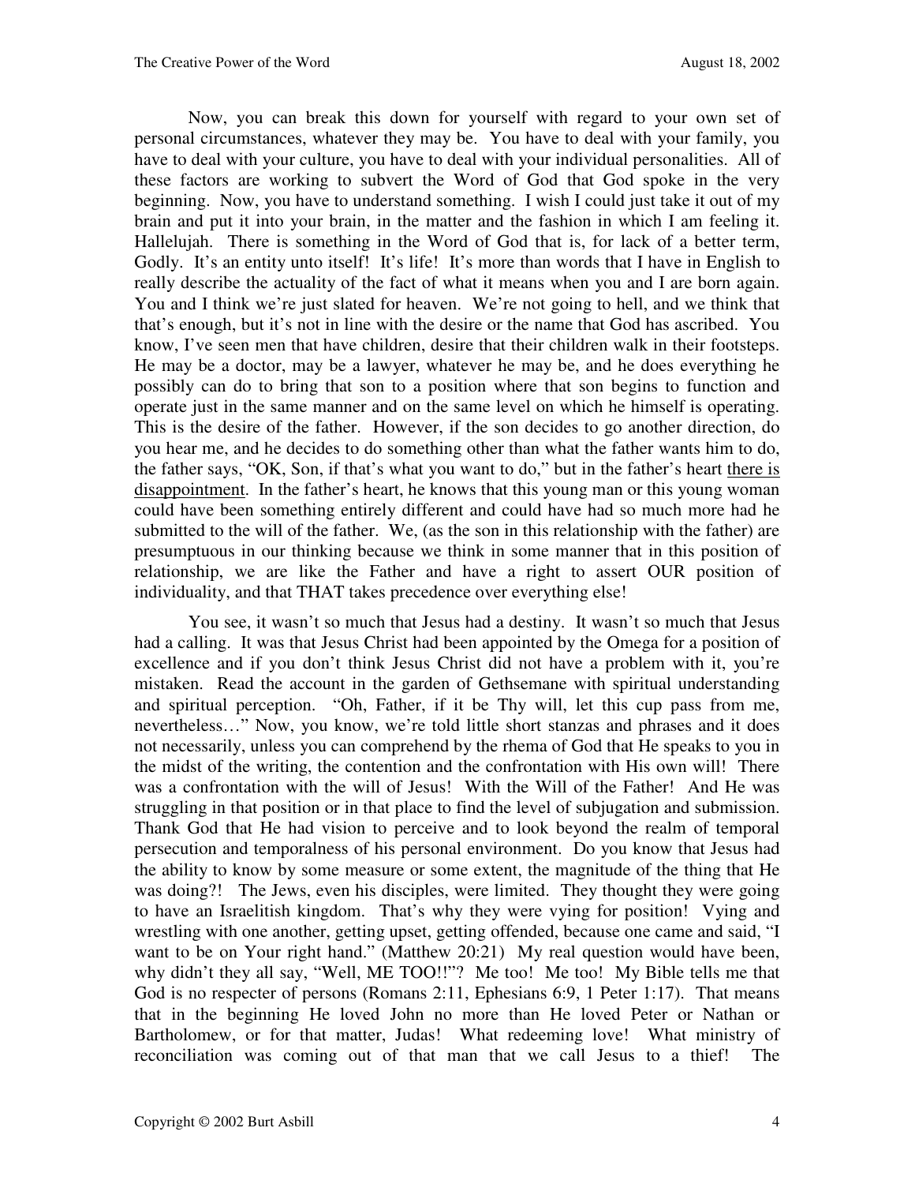Now, you can break this down for yourself with regard to your own set of personal circumstances, whatever they may be. You have to deal with your family, you have to deal with your culture, you have to deal with your individual personalities. All of these factors are working to subvert the Word of God that God spoke in the very beginning. Now, you have to understand something. I wish I could just take it out of my brain and put it into your brain, in the matter and the fashion in which I am feeling it. Hallelujah. There is something in the Word of God that is, for lack of a better term, Godly. It's an entity unto itself! It's life! It's more than words that I have in English to really describe the actuality of the fact of what it means when you and I are born again. You and I think we're just slated for heaven. We're not going to hell, and we think that that's enough, but it's not in line with the desire or the name that God has ascribed. You know, I've seen men that have children, desire that their children walk in their footsteps. He may be a doctor, may be a lawyer, whatever he may be, and he does everything he possibly can do to bring that son to a position where that son begins to function and operate just in the same manner and on the same level on which he himself is operating. This is the desire of the father. However, if the son decides to go another direction, do you hear me, and he decides to do something other than what the father wants him to do, the father says, "OK, Son, if that's what you want to do," but in the father's heart <u>there is disappointment</u>. In the father's heart, he knows that this young man or this young woman could have been something entirely different and could have had so much more had he submitted to the will of the father. We, (as the son in this relationship with the father) are presumptuous in our thinking because we think in some manner that in this position of relationship, we are like the Father and have a right to assert OUR position of individuality, and that THAT takes precedence over everything else!

You see, it wasn't so much that Jesus had a destiny. It wasn't so much that Jesus had a calling. It was that Jesus Christ had been appointed by the Omega for a position of excellence and if you don't think Jesus Christ did not have a problem with it, you're mistaken. Read the account in the garden of Gethsemane with spiritual understanding and spiritual perception. "Oh, Father, if it be Thy will, let this cup pass from me, nevertheless…" Now, you know, we're told little short stanzas and phrases and it does not necessarily, unless you can comprehend by the rhema of God that He speaks to you in the midst of the writing, the contention and the confrontation with His own will! There was a confrontation with the will of Jesus! With the Will of the Father! And He was struggling in that position or in that place to find the level of subjugation and submission. Thank God that He had vision to perceive and to look beyond the realm of temporal persecution and temporalness of his personal environment. Do you know that Jesus had the ability to know by some measure or some extent, the magnitude of the thing that He was doing?! The Jews, even his disciples, were limited. They thought they were going to have an Israelitish kingdom. That's why they were vying for position! Vying and wrestling with one another, getting upset, getting offended, because one came and said, "I want to be on Your right hand." (Matthew 20:21) My real question would have been, why didn't they all say, "Well, ME TOO!!"? Me too! Me too! My Bible tells me that God is no respecter of persons (Romans 2:11, Ephesians 6:9, 1 Peter 1:17). That means that in the beginning He loved John no more than He loved Peter or Nathan or Bartholomew, or for that matter, Judas! What redeeming love! What ministry of reconciliation was coming out of that man that we call Jesus to a thief! The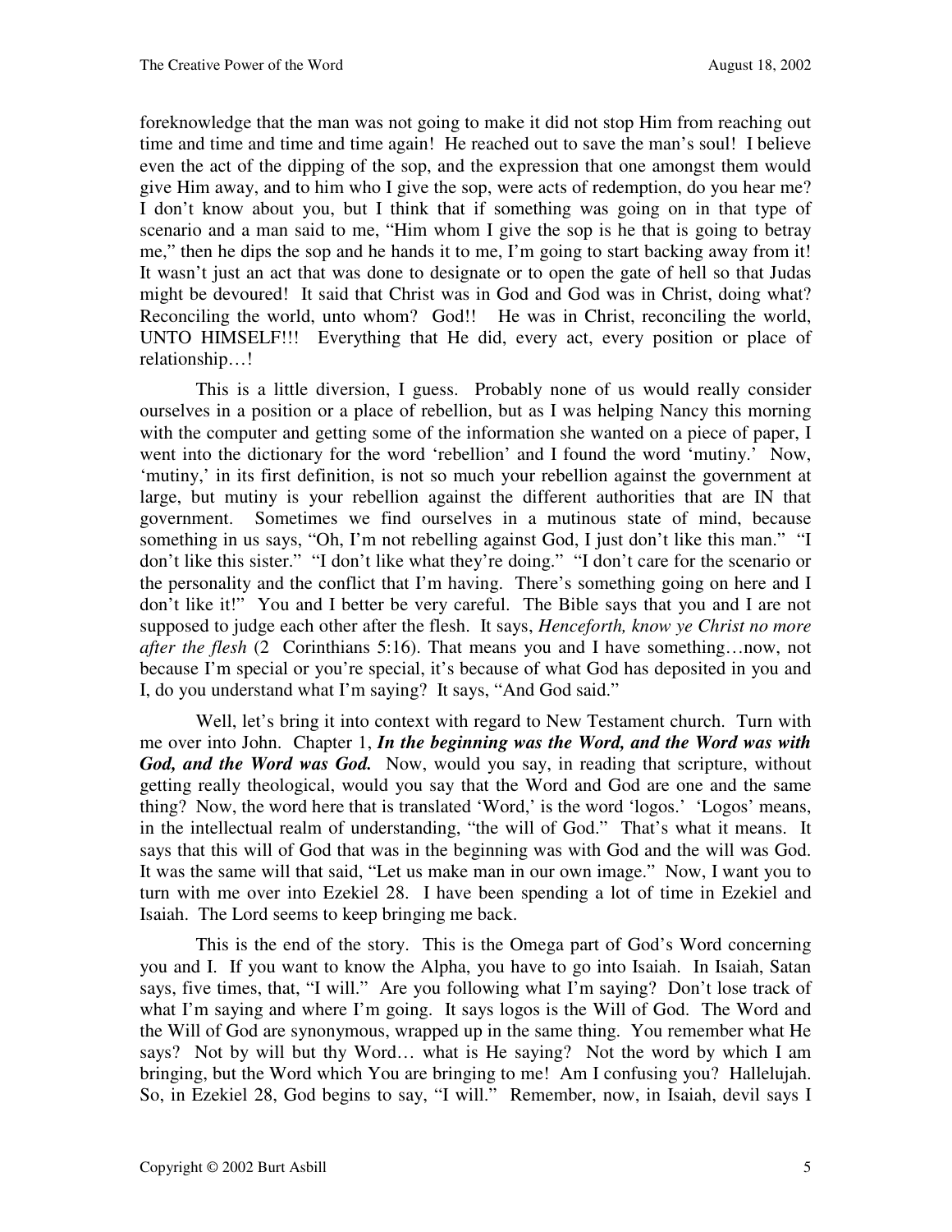foreknowledge that the man was not going to make it did not stop Him from reaching out time and time and time and time and time again! He reached out to save the man's soul! I believe even the act of the dipping of the sop, and the expression that one amongst them would give Him away, and to him who I give the sop, were acts of redemption, do you hear me? I don't know about you, but I think that if something was going on in that type of scenario and a man said to me, "Him whom I give the sop is he that is going to betray me," then he dips the sop and he hands it to me, I'm going to start backing away from it! It wasn't just an act that was done to designate or to open the gate of hell so that Judas might be devoured! It said that Christ was in God and God was in Christ, doing what? Reconciling the world, unto whom? God!! He was in Christ, reconciling the world, UNTO HIMSELF!!! Everything that He did, every act, every position or place of relationship…!

This is a little diversion, I guess. Probably none of us would really consider ourselves in a position or a place of rebellion, but as I was helping Nancy this morning with the computer and getting some of the information she wanted on a piece of paper, I went into the dictionary for the word 'rebellion' and I found the word 'mutiny.' Now, 'mutiny,' in its first definition, is not so much your rebellion against the government at large, but mutiny is your rebellion against the different authorities that are IN that government. Sometimes we find ourselves in a mutinous state of mind, because something in us says, "Oh, I'm not rebelling against God, I just don't like this man." "I don't like this sister." "I don't like what they're doing." "I don't care for the scenario or the personality and the conflict that I'm having. There's something going on here and I don't like it!" You and I better be very careful. The Bible says that you and I are not supposed to judge each other after the flesh. It says, *Henceforth, know ye Christ no more after the flesh* (2 Corinthians 5:16). That means you and I have something…now, not because I'm special or you're special, it's because of what God has deposited in you and I, do you understand what I'm saying? It says, "And God said."

Well, let's bring it into context with regard to New Testament church. Turn with me over into John. Chapter 1, ***In the beginning was the Word, and the Word was with God, and the Word was God.*** Now, would you say, in reading that scripture, without getting really theological, would you say that the Word and God are one and the same thing? Now, the word here that is translated 'Word,' is the word 'logos.' 'Logos' means, in the intellectual realm of understanding, "the will of God." That's what it means. It says that this will of God that was in the beginning was with God and the will was God. It was the same will that said, "Let us make man in our own image." Now, I want you to turn with me over into Ezekiel 28. I have been spending a lot of time in Ezekiel and Isaiah. The Lord seems to keep bringing me back.

This is the end of the story. This is the Omega part of God's Word concerning you and I. If you want to know the Alpha, you have to go into Isaiah. In Isaiah, Satan says, five times, that, "I will." Are you following what I'm saying? Don't lose track of what I'm saying and where I'm going. It says logos is the Will of God. The Word and the Will of God are synonymous, wrapped up in the same thing. You remember what He says? Not by will but thy Word… what is He saying? Not the word by which I am bringing, but the Word which You are bringing to me! Am I confusing you? Hallelujah. So, in Ezekiel 28, God begins to say, "I will." Remember, now, in Isaiah, devil says I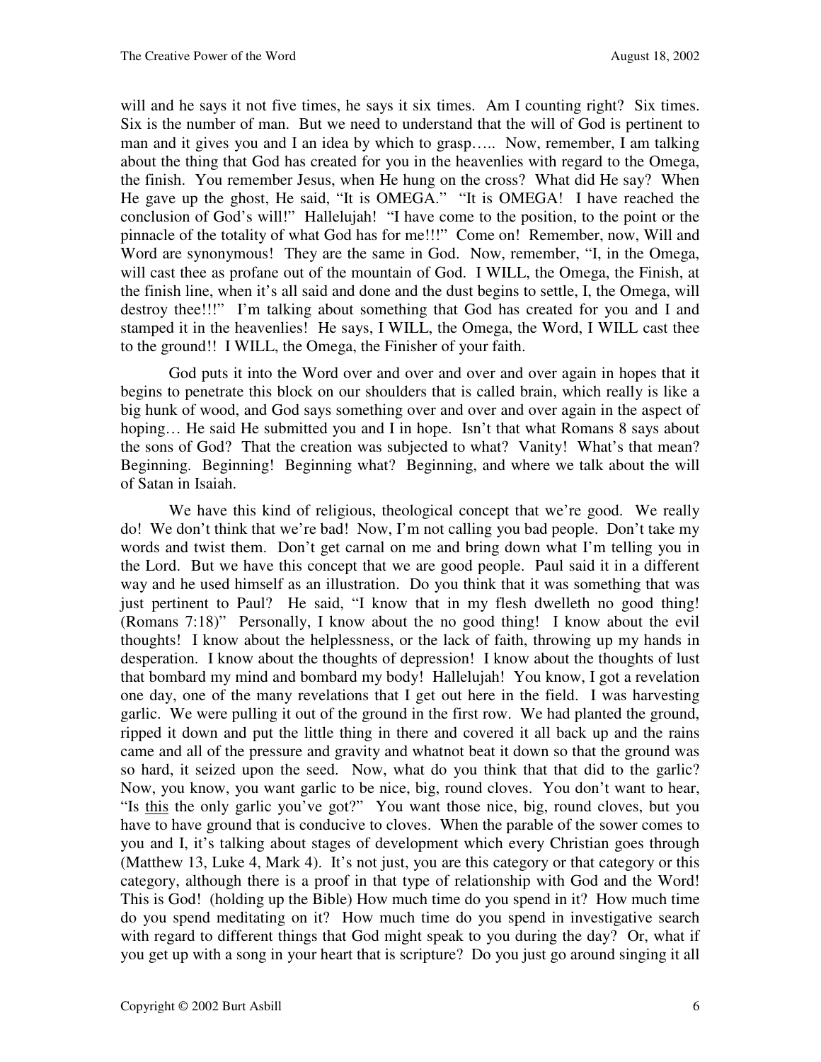will and he says it not five times, he says it six times. Am I counting right? Six times. Six is the number of man. But we need to understand that the will of God is pertinent to man and it gives you and I an idea by which to grasp….. Now, remember, I am talking about the thing that God has created for you in the heavenlies with regard to the Omega, the finish. You remember Jesus, when He hung on the cross? What did He say? When He gave up the ghost, He said, "It is OMEGA." "It is OMEGA! I have reached the conclusion of God's will!" Hallelujah! "I have come to the position, to the point or the pinnacle of the totality of what God has for me!!!" Come on! Remember, now, Will and Word are synonymous! They are the same in God. Now, remember, "I, in the Omega, will cast thee as profane out of the mountain of God. I WILL, the Omega, the Finish, at the finish line, when it's all said and done and the dust begins to settle, I, the Omega, will destroy thee!!!" I'm talking about something that God has created for you and I and stamped it in the heavenlies! He says, I WILL, the Omega, the Word, I WILL cast thee to the ground!! I WILL, the Omega, the Finisher of your faith.

God puts it into the Word over and over and over and over again in hopes that it begins to penetrate this block on our shoulders that is called brain, which really is like a big hunk of wood, and God says something over and over and over again in the aspect of hoping… He said He submitted you and I in hope. Isn't that what Romans 8 says about the sons of God? That the creation was subjected to what? Vanity! What's that mean? Beginning. Beginning! Beginning what? Beginning, and where we talk about the will of Satan in Isaiah.

We have this kind of religious, theological concept that we're good. We really do! We don't think that we're bad! Now, I'm not calling you bad people. Don't take my words and twist them. Don't get carnal on me and bring down what I'm telling you in the Lord. But we have this concept that we are good people. Paul said it in a different way and he used himself as an illustration. Do you think that it was something that was just pertinent to Paul? He said, "I know that in my flesh dwelleth no good thing! (Romans 7:18)" Personally, I know about the no good thing! I know about the evil thoughts! I know about the helplessness, or the lack of faith, throwing up my hands in desperation. I know about the thoughts of depression! I know about the thoughts of lust that bombard my mind and bombard my body! Hallelujah! You know, I got a revelation one day, one of the many revelations that I get out here in the field. I was harvesting garlic. We were pulling it out of the ground in the first row. We had planted the ground, ripped it down and put the little thing in there and covered it all back up and the rains came and all of the pressure and gravity and whatnot beat it down so that the ground was so hard, it seized upon the seed. Now, what do you think that that did to the garlic? Now, you know, you want garlic to be nice, big, round cloves. You don't want to hear, "Is <u>this</u> the only garlic you've got?" You want those nice, big, round cloves, but you have to have ground that is conducive to cloves. When the parable of the sower comes to you and I, it's talking about stages of development which every Christian goes through (Matthew 13, Luke 4, Mark 4). It's not just, you are this category or that category or this category, although there is a proof in that type of relationship with God and the Word! This is God! (holding up the Bible) How much time do you spend in it? How much time do you spend meditating on it? How much time do you spend in investigative search with regard to different things that God might speak to you during the day? Or, what if you get up with a song in your heart that is scripture? Do you just go around singing it all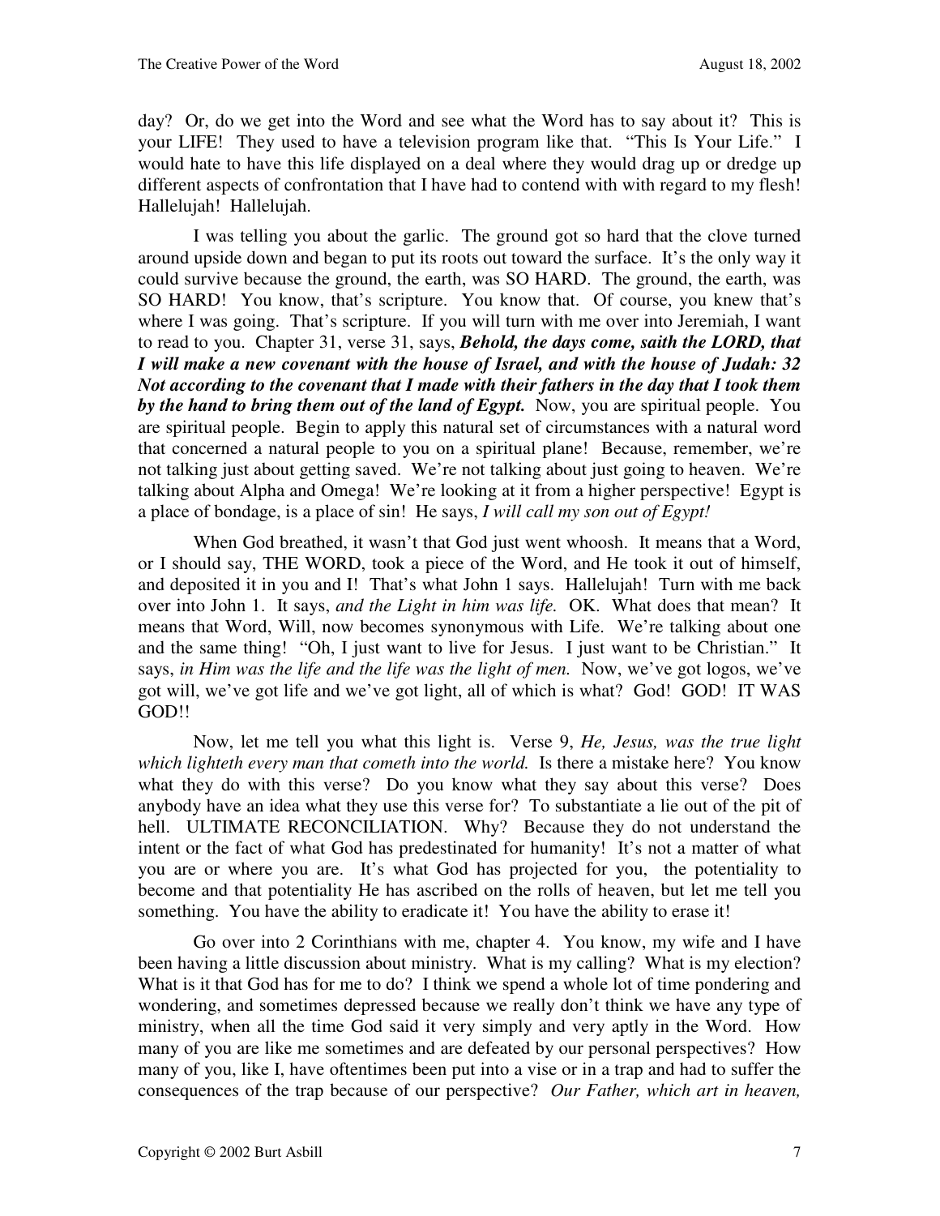day? Or, do we get into the Word and see what the Word has to say about it? This is your LIFE! They used to have a television program like that. "This Is Your Life." I would hate to have this life displayed on a deal where they would drag up or dredge up different aspects of confrontation that I have had to contend with with regard to my flesh! Hallelujah! Hallelujah.

I was telling you about the garlic. The ground got so hard that the clove turned around upside down and began to put its roots out toward the surface. It's the only way it could survive because the ground, the earth, was SO HARD. The ground, the earth, was SO HARD! You know, that's scripture. You know that. Of course, you knew that's where I was going. That's scripture. If you will turn with me over into Jeremiah, I want to read to you. Chapter 31, verse 31, says, ***Behold, the days come, saith the LORD, that I will make a new covenant with the house of Israel, and with the house of Judah: 32 Not according to the covenant that I made with their fathers in the day that I took them by the hand to bring them out of the land of Egypt.*** Now, you are spiritual people. You are spiritual people. Begin to apply this natural set of circumstances with a natural word that concerned a natural people to you on a spiritual plane! Because, remember, we're not talking just about getting saved. We're not talking about just going to heaven. We're talking about Alpha and Omega! We're looking at it from a higher perspective! Egypt is a place of bondage, is a place of sin! He says, *I will call my son out of Egypt!*

When God breathed, it wasn't that God just went whoosh. It means that a Word, or I should say, THE WORD, took a piece of the Word, and He took it out of himself, and deposited it in you and I! That's what John 1 says. Hallelujah! Turn with me back over into John 1. It says, *and the Light in him was life.* OK. What does that mean? It means that Word, Will, now becomes synonymous with Life. We're talking about one and the same thing! "Oh, I just want to live for Jesus. I just want to be Christian." It says, *in Him was the life and the life was the light of men.* Now, we've got logos, we've got will, we've got life and we've got light, all of which is what? God! GOD! IT WAS GOD!!

Now, let me tell you what this light is. Verse 9, *He, Jesus, was the true light which lighteth every man that cometh into the world.* Is there a mistake here? You know what they do with this verse? Do you know what they say about this verse? Does anybody have an idea what they use this verse for? To substantiate a lie out of the pit of hell. ULTIMATE RECONCILIATION. Why? Because they do not understand the intent or the fact of what God has predestinated for humanity! It's not a matter of what you are or where you are. It's what God has projected for you, the potentiality to become and that potentiality He has ascribed on the rolls of heaven, but let me tell you something. You have the ability to eradicate it! You have the ability to erase it!

Go over into 2 Corinthians with me, chapter 4. You know, my wife and I have been having a little discussion about ministry. What is my calling? What is my election? What is it that God has for me to do? I think we spend a whole lot of time pondering and wondering, and sometimes depressed because we really don't think we have any type of ministry, when all the time God said it very simply and very aptly in the Word. How many of you are like me sometimes and are defeated by our personal perspectives? How many of you, like I, have oftentimes been put into a vise or in a trap and had to suffer the consequences of the trap because of our perspective? *Our Father, which art in heaven,*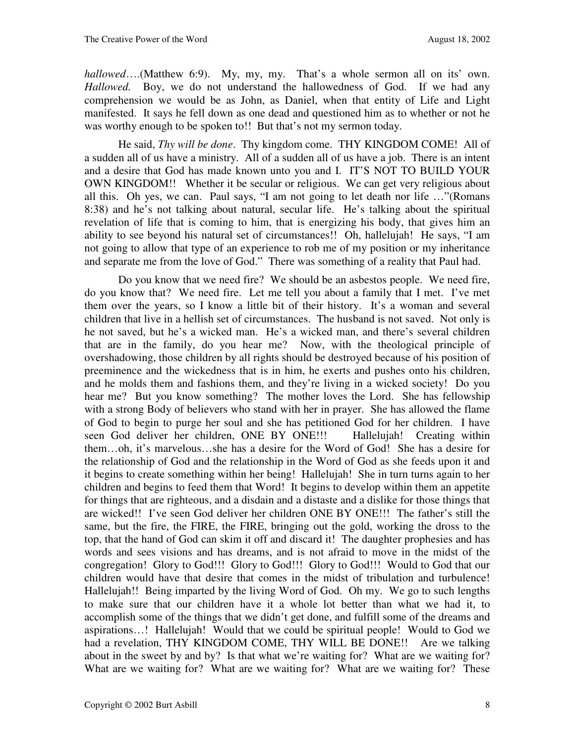*hallowed*….(Matthew 6:9). My, my, my. That's a whole sermon all on its' own. *Hallowed.* Boy, we do not understand the hallowedness of God. If we had any comprehension we would be as John, as Daniel, when that entity of Life and Light manifested. It says he fell down as one dead and questioned him as to whether or not he was worthy enough to be spoken to!! But that's not my sermon today.

He said, *Thy will be done*. Thy kingdom come. THY KINGDOM COME! All of a sudden all of us have a ministry. All of a sudden all of us have a job. There is an intent and a desire that God has made known unto you and I. IT'S NOT TO BUILD YOUR OWN KINGDOM!! Whether it be secular or religious. We can get very religious about all this. Oh yes, we can. Paul says, "I am not going to let death nor life …"(Romans 8:38) and he's not talking about natural, secular life. He's talking about the spiritual revelation of life that is coming to him, that is energizing his body, that gives him an ability to see beyond his natural set of circumstances!! Oh, hallelujah! He says, "I am not going to allow that type of an experience to rob me of my position or my inheritance and separate me from the love of God." There was something of a reality that Paul had.

Do you know that we need fire? We should be an asbestos people. We need fire, do you know that? We need fire. Let me tell you about a family that I met. I've met them over the years, so I know a little bit of their history. It's a woman and several children that live in a hellish set of circumstances. The husband is not saved. Not only is he not saved, but he's a wicked man. He's a wicked man, and there's several children that are in the family, do you hear me? Now, with the theological principle of overshadowing, those children by all rights should be destroyed because of his position of preeminence and the wickedness that is in him, he exerts and pushes onto his children, and he molds them and fashions them, and they're living in a wicked society! Do you hear me? But you know something? The mother loves the Lord. She has fellowship with a strong Body of believers who stand with her in prayer. She has allowed the flame of God to begin to purge her soul and she has petitioned God for her children. I have seen God deliver her children, ONE BY ONE!!! Hallelujah! Creating within them…oh, it's marvelous…she has a desire for the Word of God! She has a desire for the relationship of God and the relationship in the Word of God as she feeds upon it and it begins to create something within her being! Hallelujah! She in turn turns again to her children and begins to feed them that Word! It begins to develop within them an appetite for things that are righteous, and a disdain and a distaste and a dislike for those things that are wicked!! I've seen God deliver her children ONE BY ONE!!! The father's still the same, but the fire, the FIRE, the FIRE, bringing out the gold, working the dross to the top, that the hand of God can skim it off and discard it! The daughter prophesies and has words and sees visions and has dreams, and is not afraid to move in the midst of the congregation! Glory to God!!! Glory to God!!! Glory to God!!! Would to God that our children would have that desire that comes in the midst of tribulation and turbulence! Hallelujah!! Being imparted by the living Word of God. Oh my. We go to such lengths to make sure that our children have it a whole lot better than what we had it, to accomplish some of the things that we didn't get done, and fulfill some of the dreams and aspirations…! Hallelujah! Would that we could be spiritual people! Would to God we had a revelation, THY KINGDOM COME, THY WILL BE DONE!! Are we talking about in the sweet by and by? Is that what we're waiting for? What are we waiting for? What are we waiting for? What are we waiting for? What are we waiting for? These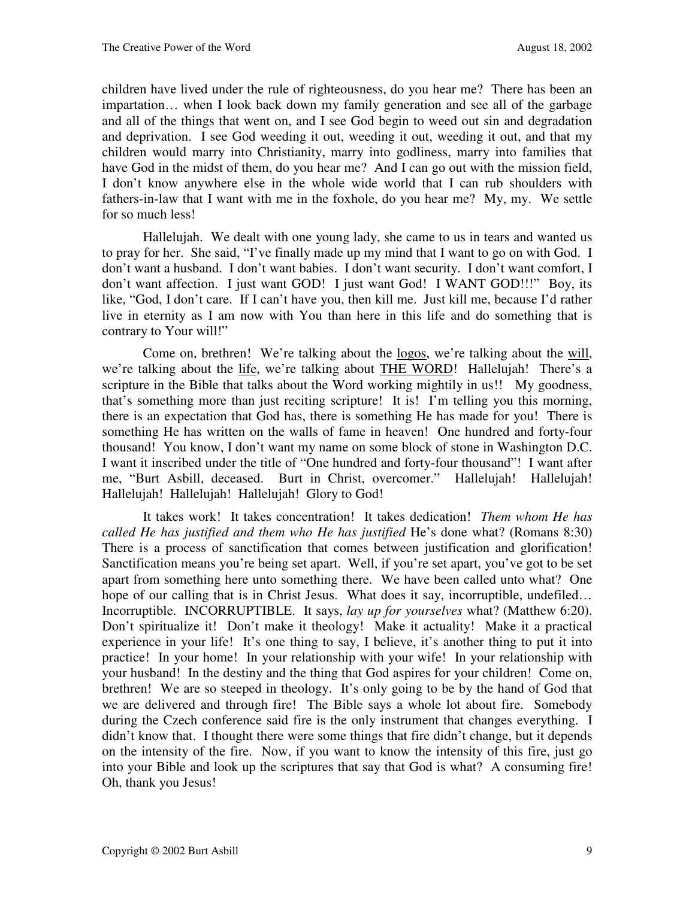children have lived under the rule of righteousness, do you hear me? There has been an impartation… when I look back down my family generation and see all of the garbage and all of the things that went on, and I see God begin to weed out sin and degradation and deprivation. I see God weeding it out, weeding it out, weeding it out, and that my children would marry into Christianity, marry into godliness, marry into families that have God in the midst of them, do you hear me? And I can go out with the mission field, I don't know anywhere else in the whole wide world that I can rub shoulders with fathers-in-law that I want with me in the foxhole, do you hear me? My, my. We settle for so much less!

Hallelujah. We dealt with one young lady, she came to us in tears and wanted us to pray for her. She said, "I've finally made up my mind that I want to go on with God. I don't want a husband. I don't want babies. I don't want security. I don't want comfort, I don't want affection. I just want GOD! I just want God! I WANT GOD!!!" Boy, its like, "God, I don't care. If I can't have you, then kill me. Just kill me, because I'd rather live in eternity as I am now with You than here in this life and do something that is contrary to Your will!"

Come on, brethren! We're talking about the <u>logos</u>, we're talking about the <u>will</u>, we're talking about the <u>life</u>, we're talking about <u>THE WORD</u>! Hallelujah! There's a scripture in the Bible that talks about the Word working mightily in us!! My goodness, that's something more than just reciting scripture! It is! I'm telling you this morning, there is an expectation that God has, there is something He has made for you! There is something He has written on the walls of fame in heaven! One hundred and forty-four thousand! You know, I don't want my name on some block of stone in Washington D.C. I want it inscribed under the title of "One hundred and forty-four thousand"! I want after me, "Burt Asbill, deceased. Burt in Christ, overcomer." Hallelujah! Hallelujah! Hallelujah! Hallelujah! Hallelujah! Glory to God!

It takes work! It takes concentration! It takes dedication! *Them whom He has called He has justified and them who He has justified* He's done what? (Romans 8:30) There is a process of sanctification that comes between justification and glorification! Sanctification means you're being set apart. Well, if you're set apart, you've got to be set apart from something here unto something there. We have been called unto what? One hope of our calling that is in Christ Jesus. What does it say, incorruptible, undefiled… Incorruptible. INCORRUPTIBLE. It says, *lay up for yourselves* what? (Matthew 6:20). Don't spiritualize it! Don't make it theology! Make it actuality! Make it a practical experience in your life! It's one thing to say, I believe, it's another thing to put it into practice! In your home! In your relationship with your wife! In your relationship with your husband! In the destiny and the thing that God aspires for your children! Come on, brethren! We are so steeped in theology. It's only going to be by the hand of God that we are delivered and through fire! The Bible says a whole lot about fire. Somebody during the Czech conference said fire is the only instrument that changes everything. I didn't know that. I thought there were some things that fire didn't change, but it depends on the intensity of the fire. Now, if you want to know the intensity of this fire, just go into your Bible and look up the scriptures that say that God is what? A consuming fire! Oh, thank you Jesus!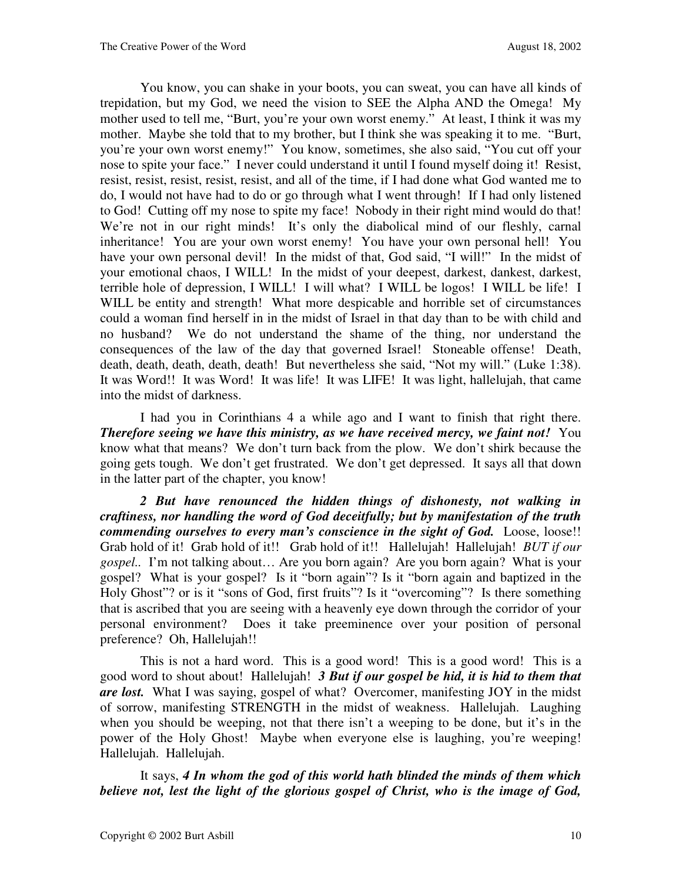You know, you can shake in your boots, you can sweat, you can have all kinds of trepidation, but my God, we need the vision to SEE the Alpha AND the Omega! My mother used to tell me, "Burt, you're your own worst enemy." At least, I think it was my mother. Maybe she told that to my brother, but I think she was speaking it to me. "Burt, you're your own worst enemy!" You know, sometimes, she also said, "You cut off your nose to spite your face." I never could understand it until I found myself doing it! Resist, resist, resist, resist, resist, resist, and all of the time, if I had done what God wanted me to do, I would not have had to do or go through what I went through! If I had only listened to God! Cutting off my nose to spite my face! Nobody in their right mind would do that! We're not in our right minds! It's only the diabolical mind of our fleshly, carnal inheritance! You are your own worst enemy! You have your own personal hell! You have your own personal devil! In the midst of that, God said, "I will!" In the midst of your emotional chaos, I WILL! In the midst of your deepest, darkest, dankest, darkest, terrible hole of depression, I WILL! I will what? I WILL be logos! I WILL be life! I WILL be entity and strength! What more despicable and horrible set of circumstances could a woman find herself in in the midst of Israel in that day than to be with child and no husband? We do not understand the shame of the thing, nor understand the consequences of the law of the day that governed Israel! Stoneable offense! Death, death, death, death, death, death! But nevertheless she said, "Not my will." (Luke 1:38). It was Word!! It was Word! It was life! It was LIFE! It was light, hallelujah, that came into the midst of darkness.

I had you in Corinthians 4 a while ago and I want to finish that right there. ***Therefore seeing we have this ministry, as we have received mercy, we faint not!*** You know what that means? We don't turn back from the plow. We don't shirk because the going gets tough. We don't get frustrated. We don't get depressed. It says all that down in the latter part of the chapter, you know!

***2 But have renounced the hidden things of dishonesty, not walking in craftiness, nor handling the word of God deceitfully; but by manifestation of the truth commending ourselves to every man's conscience in the sight of God.*** Loose, loose!! Grab hold of it! Grab hold of it!! Grab hold of it!! Hallelujah! Hallelujah! *BUT if our gospel..* I'm not talking about… Are you born again? Are you born again? What is your gospel? What is your gospel? Is it "born again"? Is it "born again and baptized in the Holy Ghost"? or is it "sons of God, first fruits"? Is it "overcoming"? Is there something that is ascribed that you are seeing with a heavenly eye down through the corridor of your personal environment? Does it take preeminence over your position of personal preference? Oh, Hallelujah!!

This is not a hard word. This is a good word! This is a good word! This is a good word to shout about! Hallelujah! ***3 But if our gospel be hid, it is hid to them that are lost.*** What I was saying, gospel of what? Overcomer, manifesting JOY in the midst of sorrow, manifesting STRENGTH in the midst of weakness. Hallelujah. Laughing when you should be weeping, not that there isn't a weeping to be done, but it's in the power of the Holy Ghost! Maybe when everyone else is laughing, you're weeping! Hallelujah. Hallelujah.

It says, ***4 In whom the god of this world hath blinded the minds of them which believe not, lest the light of the glorious gospel of Christ, who is the image of God,***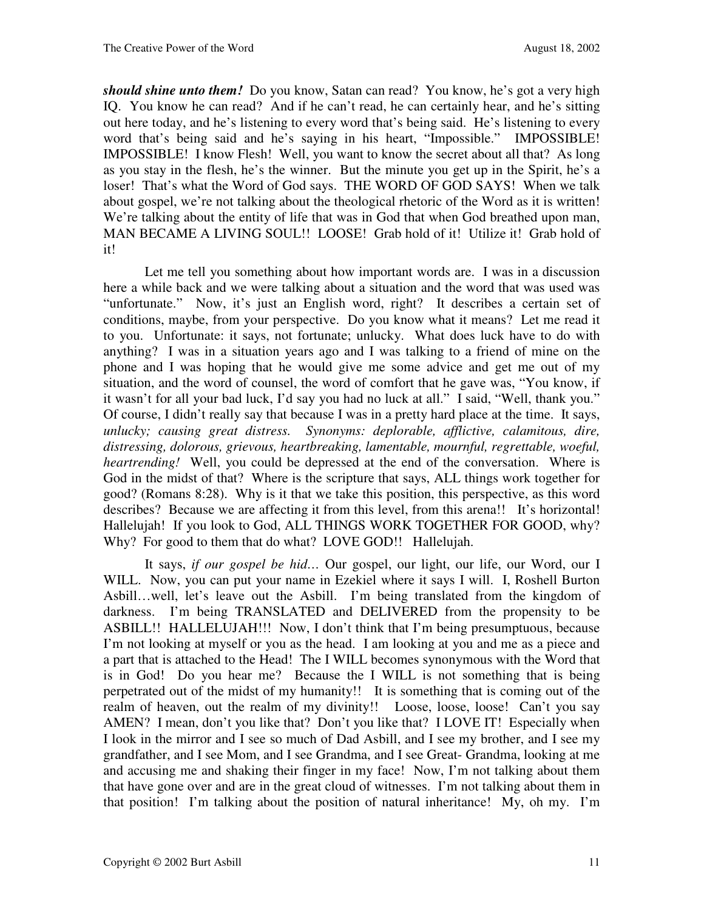***should shine unto them!*** Do you know, Satan can read? You know, he's got a very high IQ. You know he can read? And if he can't read, he can certainly hear, and he's sitting out here today, and he's listening to every word that's being said. He's listening to every word that's being said and he's saying in his heart, "Impossible." IMPOSSIBLE! IMPOSSIBLE! I know Flesh! Well, you want to know the secret about all that? As long as you stay in the flesh, he's the winner. But the minute you get up in the Spirit, he's a loser! That's what the Word of God says. THE WORD OF GOD SAYS! When we talk about gospel, we're not talking about the theological rhetoric of the Word as it is written! We're talking about the entity of life that was in God that when God breathed upon man, MAN BECAME A LIVING SOUL!! LOOSE! Grab hold of it! Utilize it! Grab hold of it!

Let me tell you something about how important words are. I was in a discussion here a while back and we were talking about a situation and the word that was used was "unfortunate." Now, it's just an English word, right? It describes a certain set of conditions, maybe, from your perspective. Do you know what it means? Let me read it to you. Unfortunate: it says, not fortunate; unlucky. What does luck have to do with anything? I was in a situation years ago and I was talking to a friend of mine on the phone and I was hoping that he would give me some advice and get me out of my situation, and the word of counsel, the word of comfort that he gave was, "You know, if it wasn't for all your bad luck, I'd say you had no luck at all." I said, "Well, thank you." Of course, I didn't really say that because I was in a pretty hard place at the time. It says, *unlucky; causing great distress. Synonyms: deplorable, afflictive, calamitous, dire, distressing, dolorous, grievous, heartbreaking, lamentable, mournful, regrettable, woeful, heartrending!* Well, you could be depressed at the end of the conversation. Where is God in the midst of that? Where is the scripture that says, ALL things work together for good? (Romans 8:28). Why is it that we take this position, this perspective, as this word describes? Because we are affecting it from this level, from this arena!! It's horizontal! Hallelujah! If you look to God, ALL THINGS WORK TOGETHER FOR GOOD, why? Why? For good to them that do what? LOVE GOD!! Hallelujah.

It says, *if our gospel be hid…* Our gospel, our light, our life, our Word, our I WILL. Now, you can put your name in Ezekiel where it says I will. I, Roshell Burton Asbill…well, let's leave out the Asbill. I'm being translated from the kingdom of darkness. I'm being TRANSLATED and DELIVERED from the propensity to be ASBILL!! HALLELUJAH!!! Now, I don't think that I'm being presumptuous, because I'm not looking at myself or you as the head. I am looking at you and me as a piece and a part that is attached to the Head! The I WILL becomes synonymous with the Word that is in God! Do you hear me? Because the I WILL is not something that is being perpetrated out of the midst of my humanity!! It is something that is coming out of the realm of heaven, out the realm of my divinity!! Loose, loose, loose! Can't you say AMEN? I mean, don't you like that? Don't you like that? I LOVE IT! Especially when I look in the mirror and I see so much of Dad Asbill, and I see my brother, and I see my grandfather, and I see Mom, and I see Grandma, and I see Great- Grandma, looking at me and accusing me and shaking their finger in my face! Now, I'm not talking about them that have gone over and are in the great cloud of witnesses. I'm not talking about them in that position! I'm talking about the position of natural inheritance! My, oh my. I'm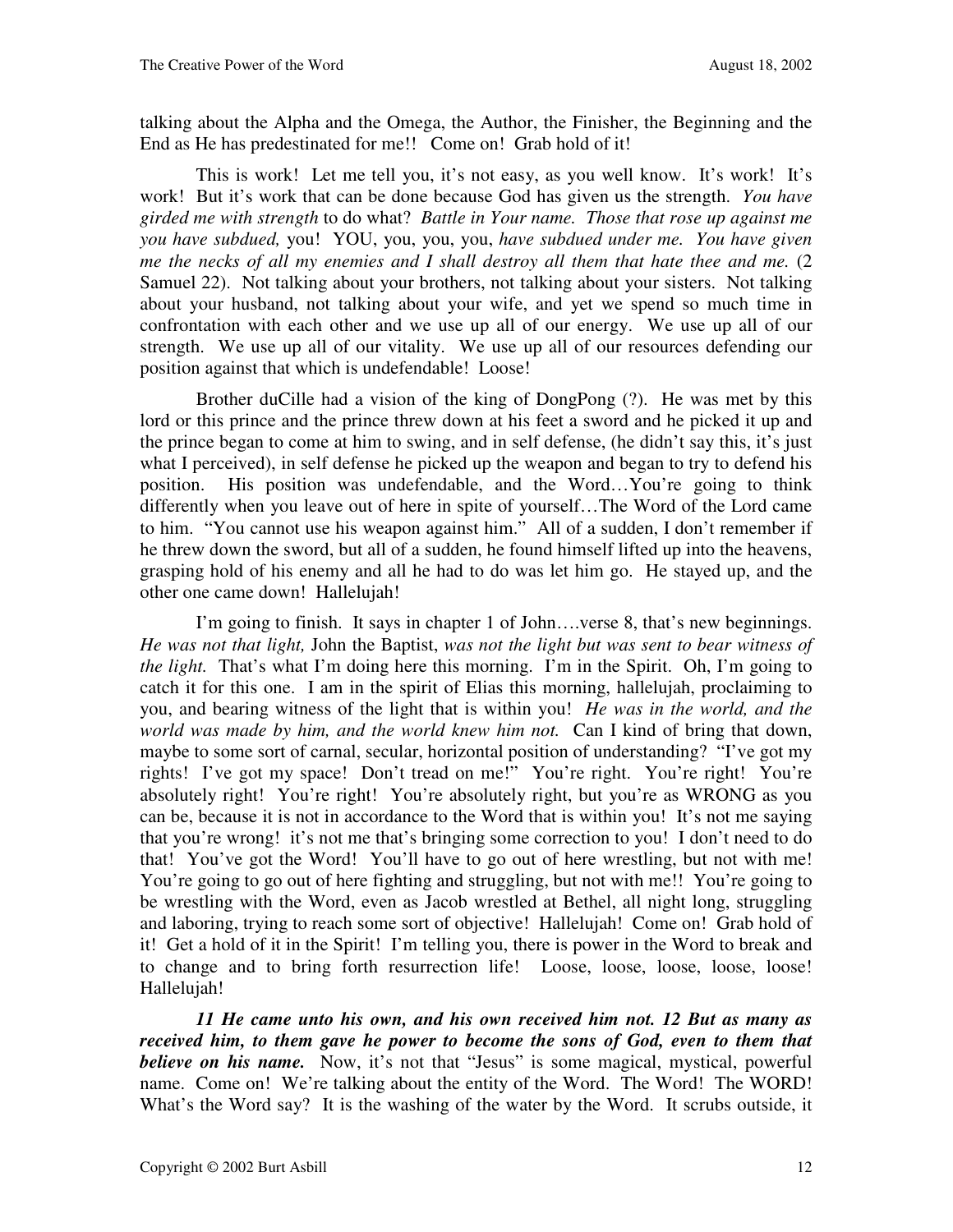talking about the Alpha and the Omega, the Author, the Finisher, the Beginning and the End as He has predestinated for me!! Come on! Grab hold of it!

This is work! Let me tell you, it's not easy, as you well know. It's work! It's work! But it's work that can be done because God has given us the strength. *You have girded me with strength* to do what? *Battle in Your name. Those that rose up against me you have subdued,* you! YOU, you, you, you, *have subdued under me. You have given me the necks of all my enemies and I shall destroy all them that hate thee and me.* (2 Samuel 22). Not talking about your brothers, not talking about your sisters. Not talking about your husband, not talking about your wife, and yet we spend so much time in confrontation with each other and we use up all of our energy. We use up all of our strength. We use up all of our vitality. We use up all of our resources defending our position against that which is undefendable! Loose!

Brother duCille had a vision of the king of DongPong (?). He was met by this lord or this prince and the prince threw down at his feet a sword and he picked it up and the prince began to come at him to swing, and in self defense, (he didn't say this, it's just what I perceived), in self defense he picked up the weapon and began to try to defend his position. His position was undefendable, and the Word…You're going to think differently when you leave out of here in spite of yourself…The Word of the Lord came to him. "You cannot use his weapon against him." All of a sudden, I don't remember if he threw down the sword, but all of a sudden, he found himself lifted up into the heavens, grasping hold of his enemy and all he had to do was let him go. He stayed up, and the other one came down! Hallelujah!

I'm going to finish. It says in chapter 1 of John….verse 8, that's new beginnings. *He was not that light,* John the Baptist, *was not the light but was sent to bear witness of the light.* That's what I'm doing here this morning. I'm in the Spirit. Oh, I'm going to catch it for this one. I am in the spirit of Elias this morning, hallelujah, proclaiming to you, and bearing witness of the light that is within you! *He was in the world, and the world was made by him, and the world knew him not.* Can I kind of bring that down, maybe to some sort of carnal, secular, horizontal position of understanding? "I've got my rights! I've got my space! Don't tread on me!" You're right. You're right! You're absolutely right! You're right! You're absolutely right, but you're as WRONG as you can be, because it is not in accordance to the Word that is within you! It's not me saying that you're wrong! it's not me that's bringing some correction to you! I don't need to do that! You've got the Word! You'll have to go out of here wrestling, but not with me! You're going to go out of here fighting and struggling, but not with me!! You're going to be wrestling with the Word, even as Jacob wrestled at Bethel, all night long, struggling and laboring, trying to reach some sort of objective! Hallelujah! Come on! Grab hold of it! Get a hold of it in the Spirit! I'm telling you, there is power in the Word to break and to change and to bring forth resurrection life! Loose, loose, loose, loose, loose! Hallelujah!

***11 He came unto his own, and his own received him not. 12 But as many as received him, to them gave he power to become the sons of God, even to them that believe on his name.*** Now, it's not that "Jesus" is some magical, mystical, powerful name. Come on! We're talking about the entity of the Word. The Word! The WORD! What's the Word say? It is the washing of the water by the Word. It scrubs outside, it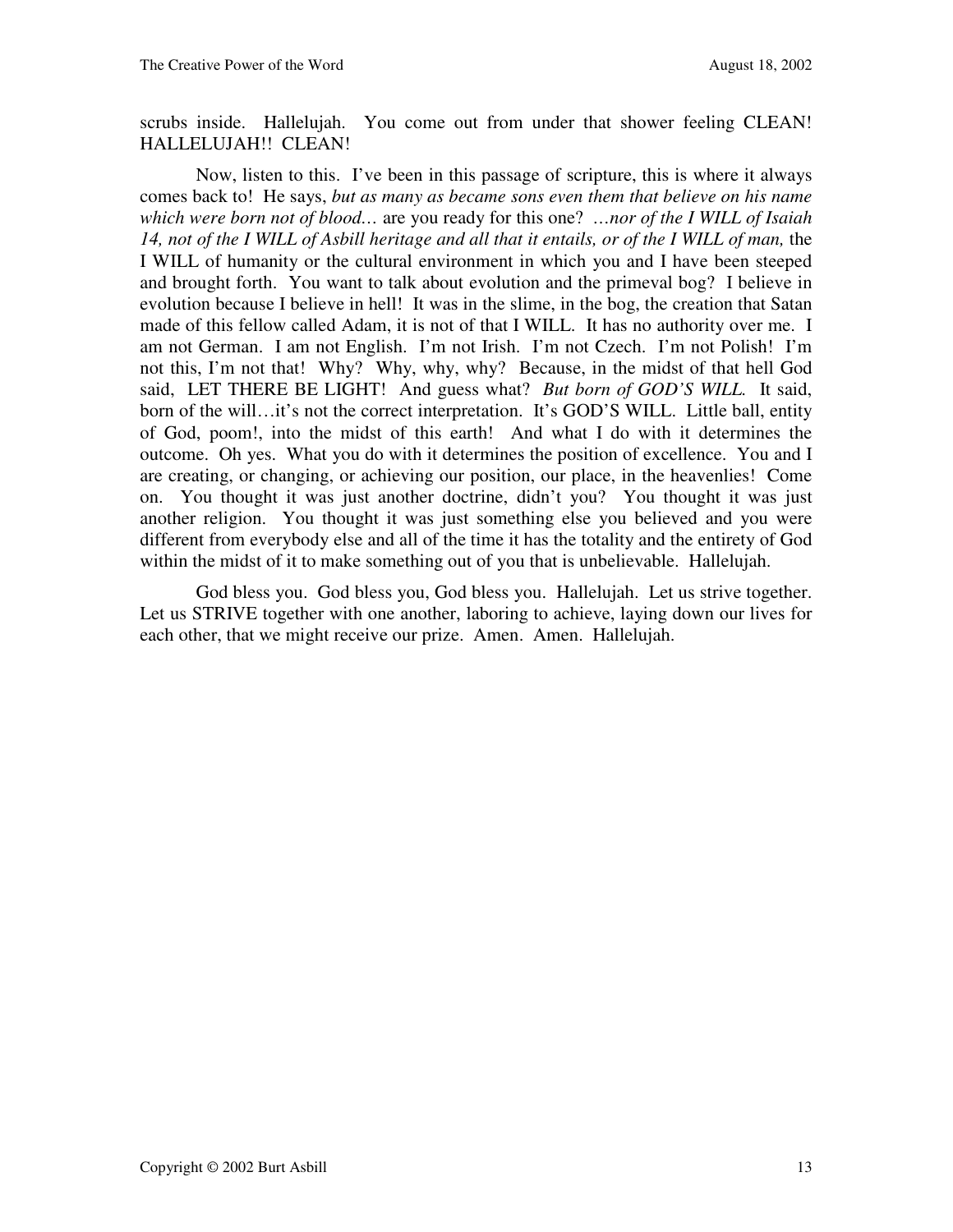scrubs inside. Hallelujah. You come out from under that shower feeling CLEAN! HALLELUJAH!! CLEAN!

Now, listen to this. I've been in this passage of scripture, this is where it always comes back to! He says, *but as many as became sons even them that believe on his name which were born not of blood…* are you ready for this one? *…nor of the I WILL of Isaiah 14, not of the I WILL of Asbill heritage and all that it entails, or of the I WILL of man,* the I WILL of humanity or the cultural environment in which you and I have been steeped and brought forth. You want to talk about evolution and the primeval bog? I believe in evolution because I believe in hell! It was in the slime, in the bog, the creation that Satan made of this fellow called Adam, it is not of that I WILL. It has no authority over me. I am not German. I am not English. I'm not Irish. I'm not Czech. I'm not Polish! I'm not this, I'm not that! Why? Why, why, why? Because, in the midst of that hell God said, LET THERE BE LIGHT! And guess what? *But born of GOD'S WILL.* It said, born of the will…it's not the correct interpretation. It's GOD'S WILL. Little ball, entity of God, poom!, into the midst of this earth! And what I do with it determines the outcome. Oh yes. What you do with it determines the position of excellence. You and I are creating, or changing, or achieving our position, our place, in the heavenlies! Come on. You thought it was just another doctrine, didn't you? You thought it was just another religion. You thought it was just something else you believed and you were different from everybody else and all of the time it has the totality and the entirety of God within the midst of it to make something out of you that is unbelievable. Hallelujah.

God bless you. God bless you, God bless you. Hallelujah. Let us strive together. Let us STRIVE together with one another, laboring to achieve, laying down our lives for each other, that we might receive our prize. Amen. Amen. Hallelujah.